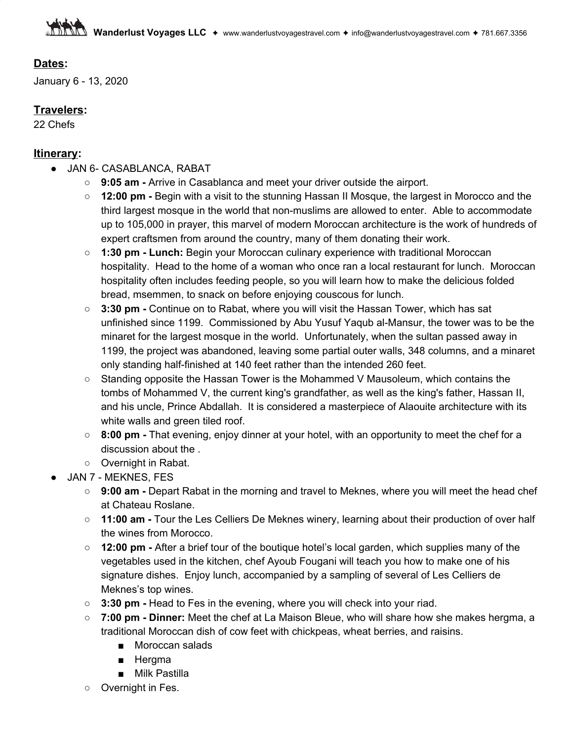## Dates:

January 6 - 13, 2020

## Travelers:

22 Chefs

## Itinerary:

- JAN 6- CASABLANCA, RABAT
  - **9:05 am -** Arrive in Casablanca and meet your driver outside the airport.
  - **12:00 pm -** Begin with a visit to the stunning Hassan II Mosque, the largest in Morocco and the third largest mosque in the world that non-muslims are allowed to enter. Able to accommodate up to 105,000 in prayer, this marvel of modern Moroccan architecture is the work of hundreds of expert craftsmen from around the country, many of them donating their work.
  - **1:30 pm - Lunch:** Begin your Moroccan culinary experience with traditional Moroccan hospitality. Head to the home of a woman who once ran a local restaurant for lunch. Moroccan hospitality often includes feeding people, so you will learn how to make the delicious folded bread, msemmen, to snack on before enjoying couscous for lunch.
  - **3:30 pm -** Continue on to Rabat, where you will visit the Hassan Tower, which has sat unfinished since 1199. Commissioned by Abu Yusuf Yaqub al-Mansur, the tower was to be the minaret for the largest mosque in the world. Unfortunately, when the sultan passed away in 1199, the project was abandoned, leaving some partial outer walls, 348 columns, and a minaret only standing half-finished at 140 feet rather than the intended 260 feet.
  - Standing opposite the Hassan Tower is the Mohammed V Mausoleum, which contains the tombs of Mohammed V, the current king's grandfather, as well as the king's father, Hassan II, and his uncle, Prince Abdallah. It is considered a masterpiece of Alaouite architecture with its white walls and green tiled roof.
  - **8:00 pm -** That evening, enjoy dinner at your hotel, with an opportunity to meet the chef for a discussion about the .
  - Overnight in Rabat.
- JAN 7 - MEKNES, FES
  - **9:00 am -** Depart Rabat in the morning and travel to Meknes, where you will meet the head chef at Chateau Roslane.
  - **11:00 am -** Tour the Les Celliers De Meknes winery, learning about their production of over half the wines from Morocco.
  - **12:00 pm -** After a brief tour of the boutique hotel's local garden, which supplies many of the vegetables used in the kitchen, chef Ayoub Fougani will teach you how to make one of his signature dishes. Enjoy lunch, accompanied by a sampling of several of Les Celliers de Meknes's top wines.
  - **3:30 pm -** Head to Fes in the evening, where you will check into your riad.
  - **7:00 pm - Dinner:** Meet the chef at La Maison Bleue, who will share how she makes hergma, a traditional Moroccan dish of cow feet with chickpeas, wheat berries, and raisins.
    - Moroccan salads
    - Hergma
    - Milk Pastilla
  - Overnight in Fes.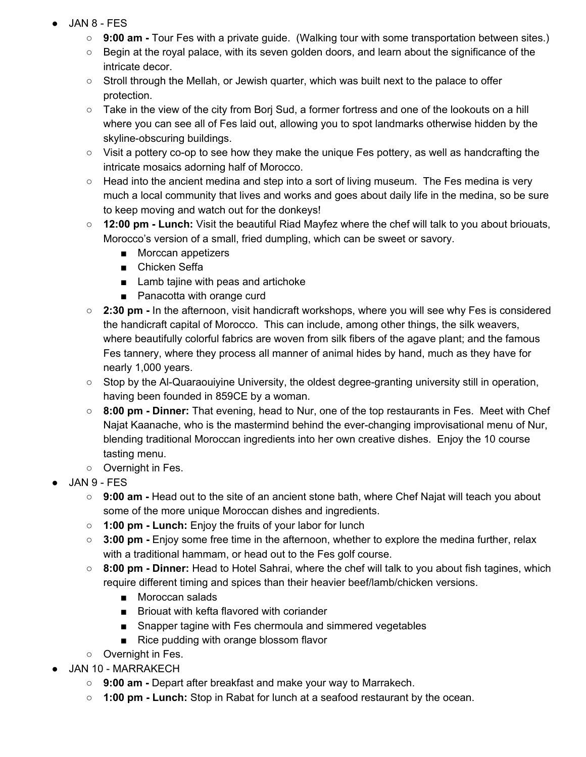- JAN 8 - FES
    - **9:00 am -** Tour Fes with a private guide.  (Walking tour with some transportation between sites.)
    - Begin at the royal palace, with its seven golden doors, and learn about the significance of the intricate decor.
    - Stroll through the Mellah, or Jewish quarter, which was built next to the palace to offer protection.
    - Take in the view of the city from Borj Sud, a former fortress and one of the lookouts on a hill where you can see all of Fes laid out, allowing you to spot landmarks otherwise hidden by the skyline-obscuring buildings.
    - Visit a pottery co-op to see how they make the unique Fes pottery, as well as handcrafting the intricate mosaics adorning half of Morocco.
    - Head into the ancient medina and step into a sort of living museum.  The Fes medina is very much a local community that lives and works and goes about daily life in the medina, so be sure to keep moving and watch out for the donkeys!
    - **12:00 pm - Lunch:** Visit the beautiful Riad Mayfez where the chef will talk to you about briouats, Morocco's version of a small, fried dumpling, which can be sweet or savory.
        - Morccan appetizers
        - Chicken Seffa
        - Lamb tajine with peas and artichoke
        - Panacotta with orange curd
    - **2:30 pm -** In the afternoon, visit handicraft workshops, where you will see why Fes is considered the handicraft capital of Morocco.  This can include, among other things, the silk weavers, where beautifully colorful fabrics are woven from silk fibers of the agave plant; and the famous Fes tannery, where they process all manner of animal hides by hand, much as they have for nearly 1,000 years.
    - Stop by the Al-Quaraouiyine University, the oldest degree-granting university still in operation, having been founded in 859CE by a woman.
    - **8:00 pm - Dinner:** That evening, head to Nur, one of the top restaurants in Fes.  Meet with Chef Najat Kaanache, who is the mastermind behind the ever-changing improvisational menu of Nur, blending traditional Moroccan ingredients into her own creative dishes.  Enjoy the 10 course tasting menu.
    - Overnight in Fes.
- JAN 9 - FES
    - **9:00 am -** Head out to the site of an ancient stone bath, where Chef Najat will teach you about some of the more unique Moroccan dishes and ingredients.
    - **1:00 pm - Lunch:** Enjoy the fruits of your labor for lunch
    - **3:00 pm -** Enjoy some free time in the afternoon, whether to explore the medina further, relax with a traditional hammam, or head out to the Fes golf course.
    - **8:00 pm - Dinner:** Head to Hotel Sahrai, where the chef will talk to you about fish tagines, which require different timing and spices than their heavier beef/lamb/chicken versions.
        - Moroccan salads
        - Briouat with kefta flavored with coriander
        - Snapper tagine with Fes chermoula and simmered vegetables
        - Rice pudding with orange blossom flavor
    - Overnight in Fes.
- JAN 10 - MARRAKECH
    - **9:00 am -** Depart after breakfast and make your way to Marrakech.
    - **1:00 pm - Lunch:** Stop in Rabat for lunch at a seafood restaurant by the ocean.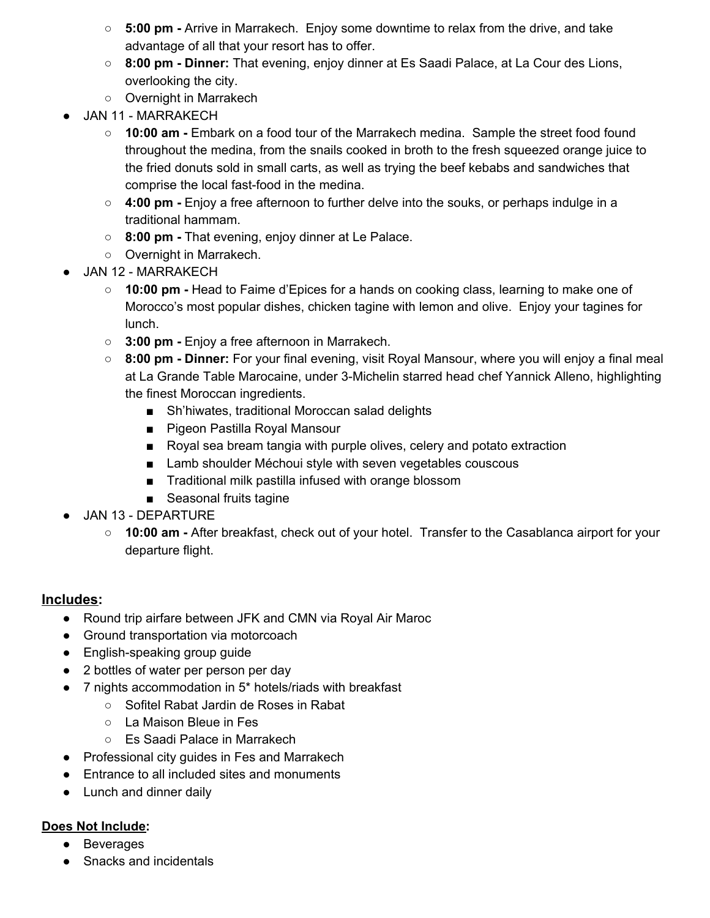- **5:00 pm -** Arrive in Marrakech. Enjoy some downtime to relax from the drive, and take advantage of all that your resort has to offer.
  - **8:00 pm - Dinner:** That evening, enjoy dinner at Es Saadi Palace, at La Cour des Lions, overlooking the city.
  - Overnight in Marrakech
- JAN 11 - MARRAKECH
  - **10:00 am -** Embark on a food tour of the Marrakech medina. Sample the street food found throughout the medina, from the snails cooked in broth to the fresh squeezed orange juice to the fried donuts sold in small carts, as well as trying the beef kebabs and sandwiches that comprise the local fast-food in the medina.
  - **4:00 pm -** Enjoy a free afternoon to further delve into the souks, or perhaps indulge in a traditional hammam.
  - **8:00 pm -** That evening, enjoy dinner at Le Palace.
  - Overnight in Marrakech.
- JAN 12 - MARRAKECH
  - **10:00 pm -** Head to Faime d'Epices for a hands on cooking class, learning to make one of Morocco's most popular dishes, chicken tagine with lemon and olive. Enjoy your tagines for lunch.
  - **3:00 pm -** Enjoy a free afternoon in Marrakech.
  - **8:00 pm - Dinner:** For your final evening, visit Royal Mansour, where you will enjoy a final meal at La Grande Table Marocaine, under 3-Michelin starred head chef Yannick Alleno, highlighting the finest Moroccan ingredients.
    - Sh'hiwates, traditional Moroccan salad delights
    - Pigeon Pastilla Royal Mansour
    - Royal sea bream tangia with purple olives, celery and potato extraction
    - Lamb shoulder Méchoui style with seven vegetables couscous
    - Traditional milk pastilla infused with orange blossom
    - Seasonal fruits tagine
- JAN 13 - DEPARTURE
  - **10:00 am -** After breakfast, check out of your hotel. Transfer to the Casablanca airport for your departure flight.

**<u>Includes</u>:**

- Round trip airfare between JFK and CMN via Royal Air Maroc
- Ground transportation via motorcoach
- English-speaking group guide
- 2 bottles of water per person per day
- 7 nights accommodation in 5* hotels/riads with breakfast
  - Sofitel Rabat Jardin de Roses in Rabat
  - La Maison Bleue in Fes
  - Es Saadi Palace in Marrakech
- Professional city guides in Fes and Marrakech
- Entrance to all included sites and monuments
- Lunch and dinner daily

**<u>Does Not Include</u>:**

- Beverages
- Snacks and incidentals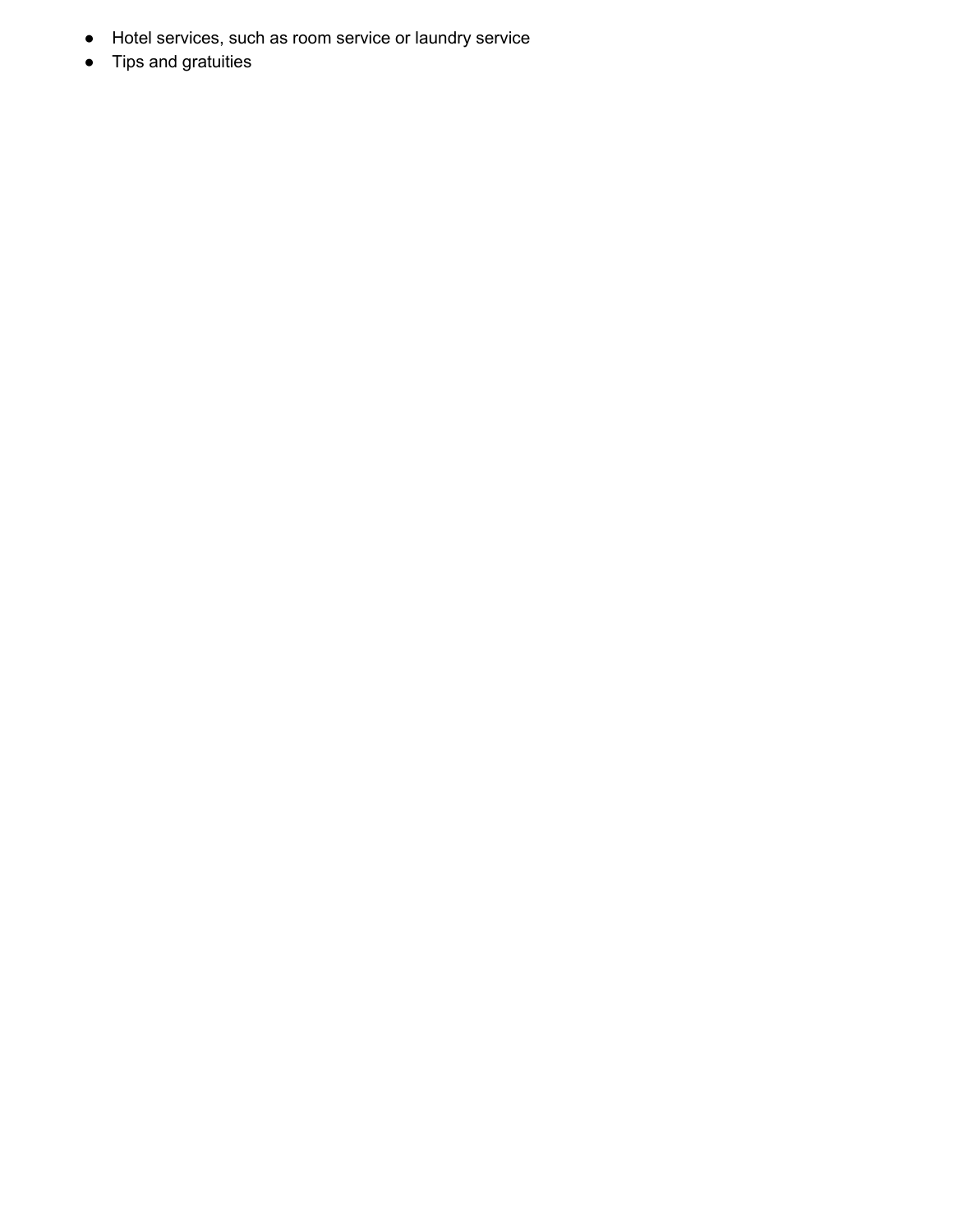- Hotel services, such as room service or laundry service
- Tips and gratuities